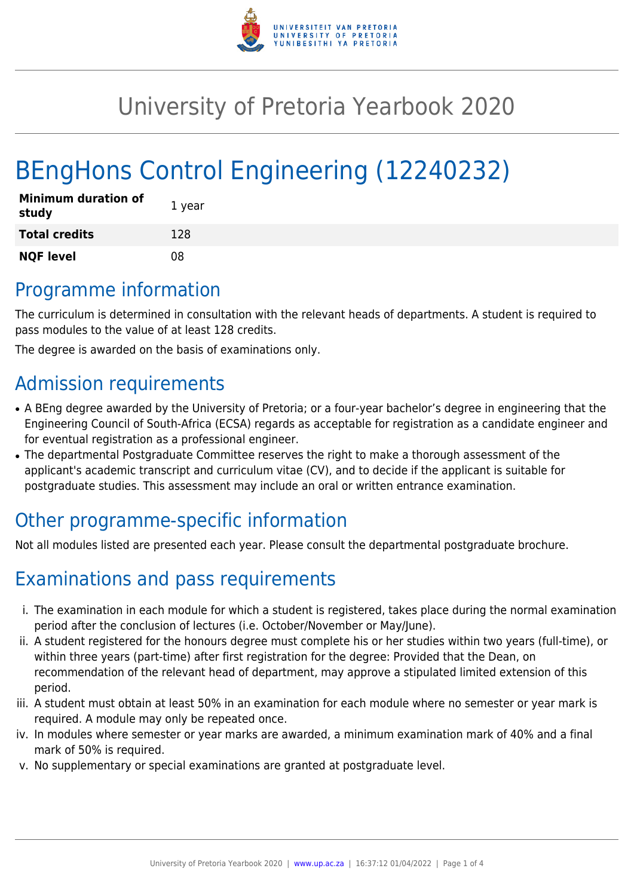# University of Pretoria Yearbook 2020

# BEngHons Control Engineering (12240232)

| | |
|---|---|
| **Minimum duration of study** | 1 year |
| **Total credits** | 128 |
| **NQF level** | 08 |

## Programme information

The curriculum is determined in consultation with the relevant heads of departments. A student is required to pass modules to the value of at least 128 credits.

The degree is awarded on the basis of examinations only.

## Admission requirements

- A BEng degree awarded by the University of Pretoria; or a four-year bachelor's degree in engineering that the Engineering Council of South-Africa (ECSA) regards as acceptable for registration as a candidate engineer and for eventual registration as a professional engineer.
- The departmental Postgraduate Committee reserves the right to make a thorough assessment of the applicant's academic transcript and curriculum vitae (CV), and to decide if the applicant is suitable for postgraduate studies. This assessment may include an oral or written entrance examination.

## Other programme-specific information

Not all modules listed are presented each year. Please consult the departmental postgraduate brochure.

## Examinations and pass requirements

i. The examination in each module for which a student is registered, takes place during the normal examination period after the conclusion of lectures (i.e. October/November or May/June).
ii. A student registered for the honours degree must complete his or her studies within two years (full-time), or within three years (part-time) after first registration for the degree: Provided that the Dean, on recommendation of the relevant head of department, may approve a stipulated limited extension of this period.
iii. A student must obtain at least 50% in an examination for each module where no semester or year mark is required. A module may only be repeated once.
iv. In modules where semester or year marks are awarded, a minimum examination mark of 40% and a final mark of 50% is required.
v. No supplementary or special examinations are granted at postgraduate level.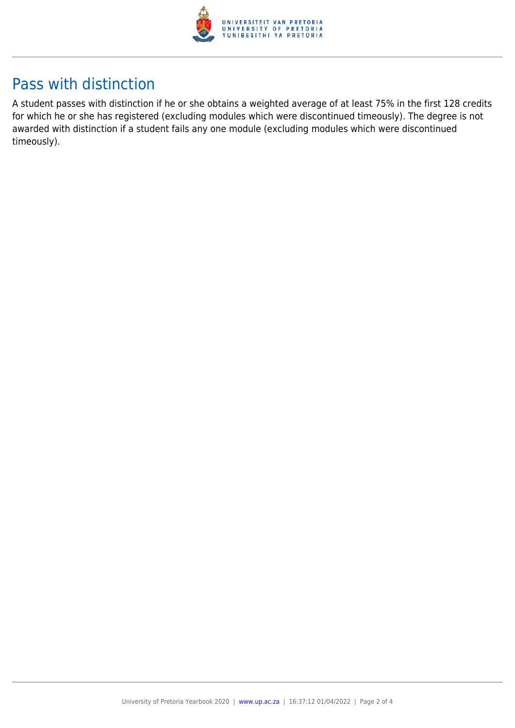## Pass with distinction

A student passes with distinction if he or she obtains a weighted average of at least 75% in the first 128 credits for which he or she has registered (excluding modules which were discontinued timeously). The degree is not awarded with distinction if a student fails any one module (excluding modules which were discontinued timeously).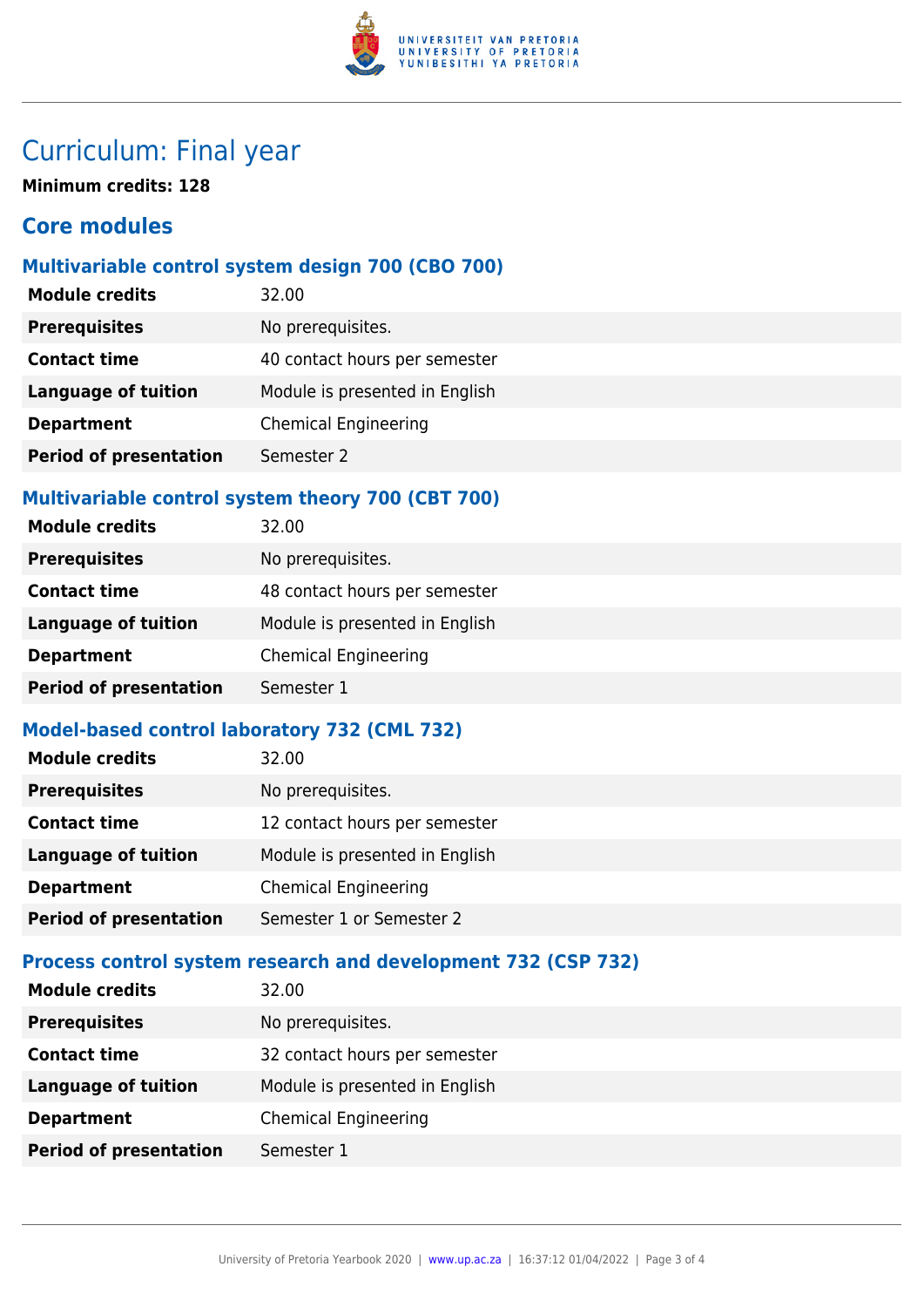# Curriculum: Final year

**Minimum credits: 128**

## Core modules

### Multivariable control system design 700 (CBO 700)

| | |
|---|---|
| **Module credits** | 32.00 |
| **Prerequisites** | No prerequisites. |
| **Contact time** | 40 contact hours per semester |
| **Language of tuition** | Module is presented in English |
| **Department** | Chemical Engineering |
| **Period of presentation** | Semester 2 |

### Multivariable control system theory 700 (CBT 700)

| | |
|---|---|
| **Module credits** | 32.00 |
| **Prerequisites** | No prerequisites. |
| **Contact time** | 48 contact hours per semester |
| **Language of tuition** | Module is presented in English |
| **Department** | Chemical Engineering |
| **Period of presentation** | Semester 1 |

### Model-based control laboratory 732 (CML 732)

| | |
|---|---|
| **Module credits** | 32.00 |
| **Prerequisites** | No prerequisites. |
| **Contact time** | 12 contact hours per semester |
| **Language of tuition** | Module is presented in English |
| **Department** | Chemical Engineering |
| **Period of presentation** | Semester 1 or Semester 2 |

### Process control system research and development 732 (CSP 732)

| | |
|---|---|
| **Module credits** | 32.00 |
| **Prerequisites** | No prerequisites. |
| **Contact time** | 32 contact hours per semester |
| **Language of tuition** | Module is presented in English |
| **Department** | Chemical Engineering |
| **Period of presentation** | Semester 1 |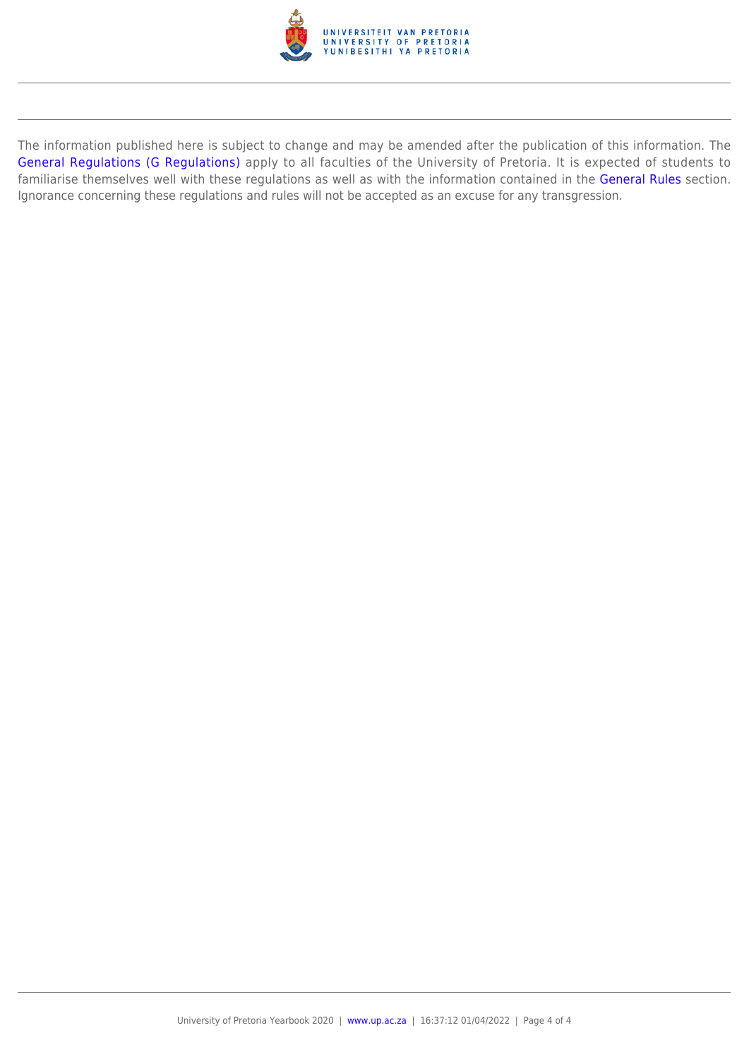The information published here is subject to change and may be amended after the publication of this information. The General Regulations (G Regulations) apply to all faculties of the University of Pretoria. It is expected of students to familiarise themselves well with these regulations as well as with the information contained in the General Rules section. Ignorance concerning these regulations and rules will not be accepted as an excuse for any transgression.